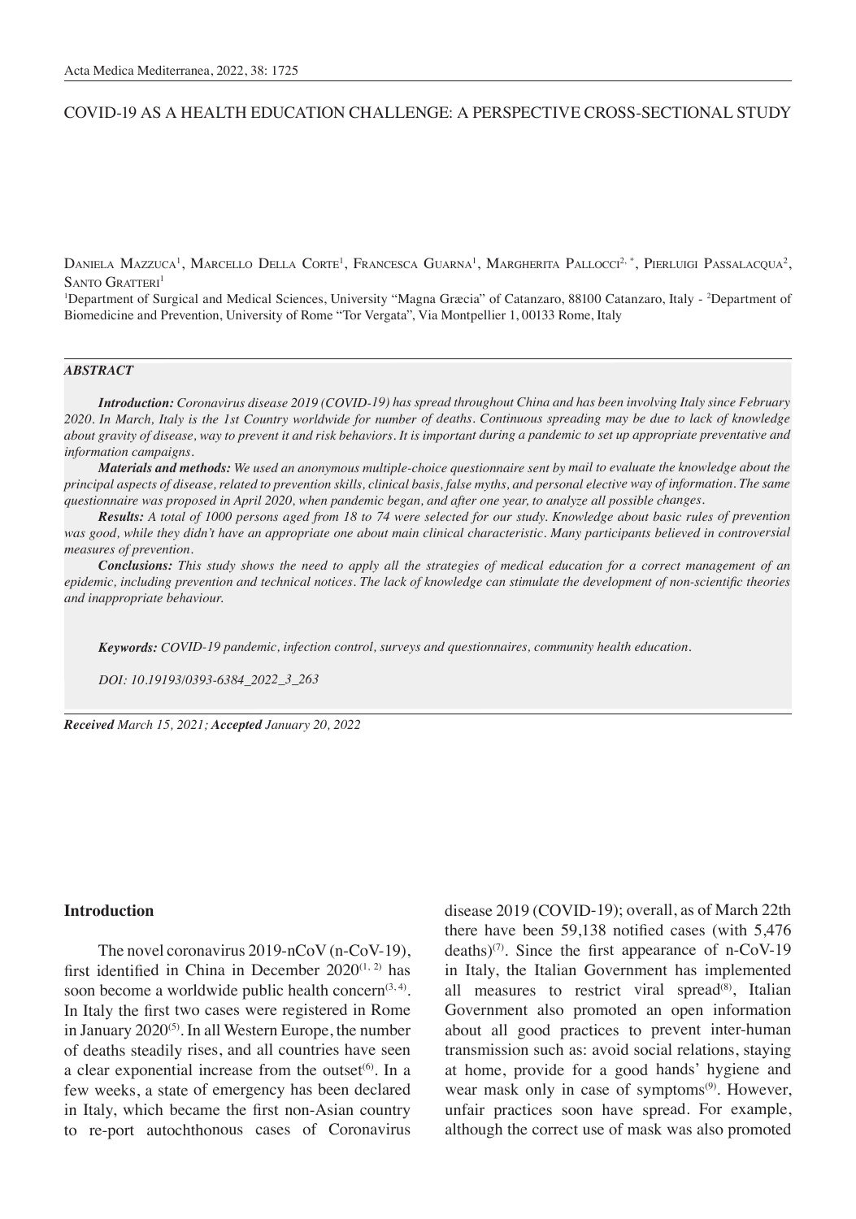# COVID-19 AS A HEALTH EDUCATION CHALLENGE: A PERSPECTIVE CROSS-SECTIONAL STUDY

Daniela Mazzuca[1], Marcello Della Corte[1], Francesca Guarna[1], Margherita Pallocci[2,*], Pierluigi Passalacqua[2], Santo Gratteri[1]

[1]Department of Surgical and Medical Sciences, University "Magna Græcia" of Catanzaro, 88100 Catanzaro, Italy - [2]Department of Biomedicine and Prevention, University of Rome "Tor Vergata", Via Montpellier 1, 00133 Rome, Italy

### ABSTRACT

***Introduction:*** *Coronavirus disease 2019 (COVID-19) has spread throughout China and has been involving Italy since February 2020. In March, Italy is the 1st Country worldwide for number of deaths. Continuous spreading may be due to lack of knowledge about gravity of disease, way to prevent it and risk behaviors. It is important during a pandemic to set up appropriate preventative and information campaigns.*

***Materials and methods:*** *We used an anonymous multiple-choice questionnaire sent by mail to evaluate the knowledge about the principal aspects of disease, related to prevention skills, clinical basis, false myths, and personal elective way of information. The same questionnaire was proposed in April 2020, when pandemic began, and after one year, to analyze all possible changes.*

***Results:*** *A total of 1000 persons aged from 18 to 74 were selected for our study. Knowledge about basic rules of prevention was good, while they didn't have an appropriate one about main clinical characteristic. Many participants believed in controversial measures of prevention.*

***Conclusions:*** *This study shows the need to apply all the strategies of medical education for a correct management of an epidemic, including prevention and technical notices. The lack of knowledge can stimulate the development of non-scientific theories and inappropriate behaviour.*

***Keywords:*** *COVID-19 pandemic, infection control, surveys and questionnaires, community health education.*

*DOI: 10.19193/0393-6384_2022_3_263*

***Received*** *March 15, 2021;* ***Accepted*** *January 20, 2022*

## Introduction

The novel coronavirus 2019-nCoV (n-CoV-19), first identified in China in December 2020[1, 2] has soon become a worldwide public health concern[3, 4]. In Italy the first two cases were registered in Rome in January 2020[5]. In all Western Europe, the number of deaths steadily rises, and all countries have seen a clear exponential increase from the outset[6]. In a few weeks, a state of emergency has been declared in Italy, which became the first non-Asian country to re-port autochthonous cases of Coronavirus disease 2019 (COVID-19); overall, as of March 22th there have been 59,138 notified cases (with 5,476 deaths)[7]. Since the first appearance of n-CoV-19 in Italy, the Italian Government has implemented all measures to restrict viral spread[8], Italian Government also promoted an open information about all good practices to prevent inter-human transmission such as: avoid social relations, staying at home, provide for a good hands' hygiene and wear mask only in case of symptoms[9]. However, unfair practices soon have spread. For example, although the correct use of mask was also promoted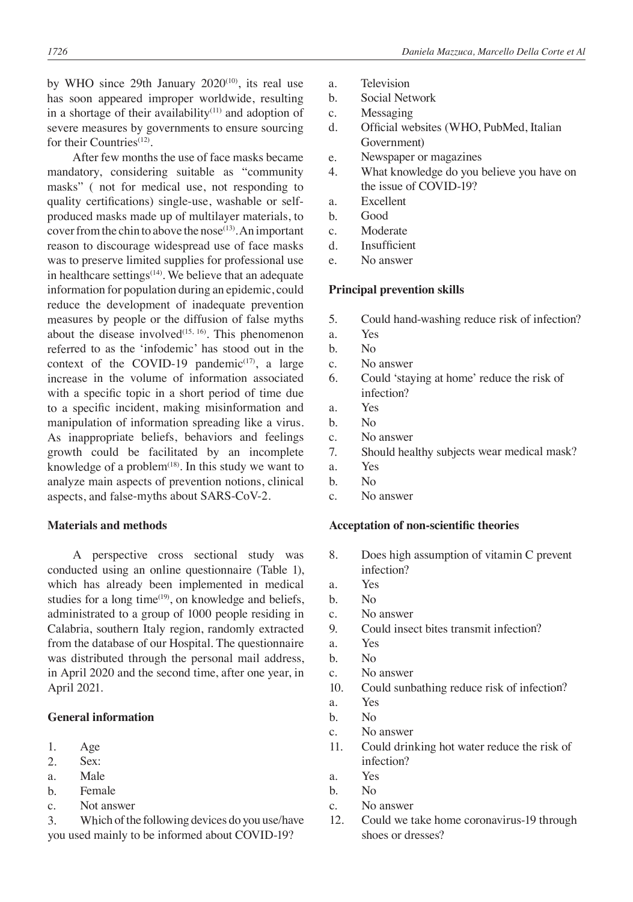by WHO since 29th January 2020[10], its real use has soon appeared improper worldwide, resulting in a shortage of their availability[11] and adoption of severe measures by governments to ensure sourcing for their Countries[12].

After few months the use of face masks became mandatory, considering suitable as "community masks" ( not for medical use, not responding to quality certifications) single-use, washable or self-produced masks made up of multilayer materials, to cover from the chin to above the nose[13]. An important reason to discourage widespread use of face masks was to preserve limited supplies for professional use in healthcare settings[14]. We believe that an adequate information for population during an epidemic, could reduce the development of inadequate prevention measures by people or the diffusion of false myths about the disease involved[15, 16]. This phenomenon referred to as the 'infodemic' has stood out in the context of the COVID-19 pandemic[17], a large increase in the volume of information associated with a specific topic in a short period of time due to a specific incident, making misinformation and manipulation of information spreading like a virus. As inappropriate beliefs, behaviors and feelings growth could be facilitated by an incomplete knowledge of a problem[18]. In this study we want to analyze main aspects of prevention notions, clinical aspects, and false-myths about SARS-CoV-2.

## Materials and methods

A perspective cross sectional study was conducted using an online questionnaire (Table 1), which has already been implemented in medical studies for a long time[19], on knowledge and beliefs, administrated to a group of 1000 people residing in Calabria, southern Italy region, randomly extracted from the database of our Hospital. The questionnaire was distributed through the personal mail address, in April 2020 and the second time, after one year, in April 2021.

### General information

1. Age
2. Sex:
   a. Male
   b. Female
   c. Not answer
3. Which of the following devices do you use/have you used mainly to be informed about COVID-19?
   a. Television
   b. Social Network
   c. Messaging
   d. Official websites (WHO, PubMed, Italian Government)
   e. Newspaper or magazines
4. What knowledge do you believe you have on the issue of COVID-19?
   a. Excellent
   b. Good
   c. Moderate
   d. Insufficient
   e. No answer

### Principal prevention skills

5. Could hand-washing reduce risk of infection?
   a. Yes
   b. No
   c. No answer
6. Could 'staying at home' reduce the risk of infection?
   a. Yes
   b. No
   c. No answer
7. Should healthy subjects wear medical mask?
   a. Yes
   b. No
   c. No answer

### Acceptation of non-scientific theories

8. Does high assumption of vitamin C prevent infection?
   a. Yes
   b. No
   c. No answer
9. Could insect bites transmit infection?
   a. Yes
   b. No
   c. No answer
10. Could sunbathing reduce risk of infection?
    a. Yes
    b. No
    c. No answer
11. Could drinking hot water reduce the risk of infection?
    a. Yes
    b. No
    c. No answer
12. Could we take home coronavirus-19 through shoes or dresses?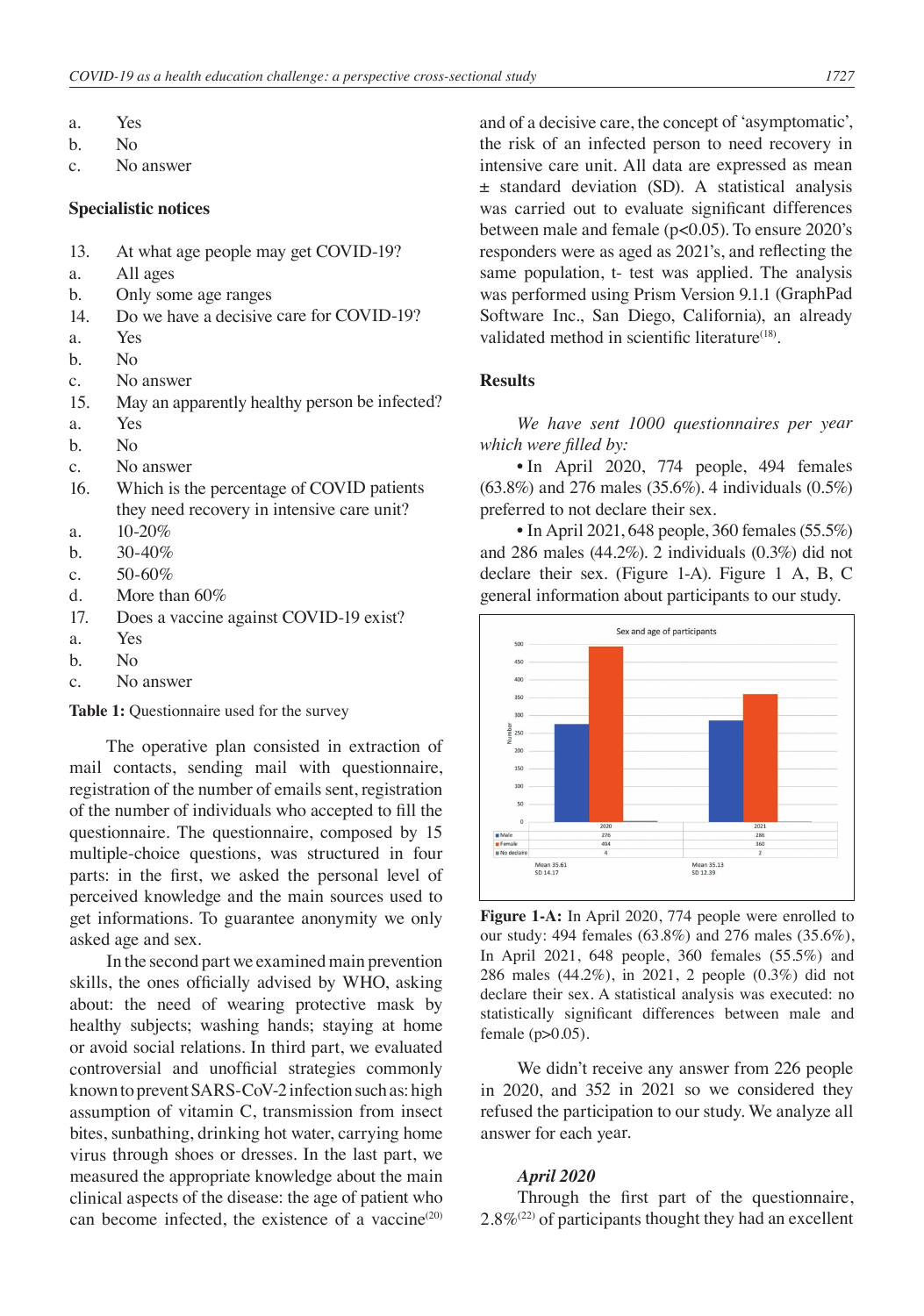a. Yes
b. No
c. No answer

**Specialistic notices**

13. At what age people may get COVID-19?
a. All ages
b. Only some age ranges
14. Do we have a decisive care for COVID-19?
a. Yes
b. No
c. No answer
15. May an apparently healthy person be infected?
a. Yes
b. No
c. No answer
16. Which is the percentage of COVID patients they need recovery in intensive care unit?
a. 10-20%
b. 30-40%
c. 50-60%
d. More than 60%
17. Does a vaccine against COVID-19 exist?
a. Yes
b. No
c. No answer

**Table 1:** Questionnaire used for the survey

The operative plan consisted in extraction of mail contacts, sending mail with questionnaire, registration of the number of emails sent, registration of the number of individuals who accepted to fill the questionnaire. The questionnaire, composed by 15 multiple-choice questions, was structured in four parts: in the first, we asked the personal level of perceived knowledge and the main sources used to get informations. To guarantee anonymity we only asked age and sex.

In the second part we examined main prevention skills, the ones officially advised by WHO, asking about: the need of wearing protective mask by healthy subjects; washing hands; staying at home or avoid social relations. In third part, we evaluated controversial and unofficial strategies commonly known to prevent SARS-CoV-2 infection such as: high assumption of vitamin C, transmission from insect bites, sunbathing, drinking hot water, carrying home virus through shoes or dresses. In the last part, we measured the appropriate knowledge about the main clinical aspects of the disease: the age of patient who can become infected, the existence of a vaccine[20] and of a decisive care, the concept of 'asymptomatic', the risk of an infected person to need recovery in intensive care unit. All data are expressed as mean ± standard deviation (SD). A statistical analysis was carried out to evaluate significant differences between male and female ($p<0.05$). To ensure 2020's responders were as aged as 2021's, and reflecting the same population, t- test was applied. The analysis was performed using Prism Version 9.1.1 (GraphPad Software Inc., San Diego, California), an already validated method in scientific literature[18].

## Results

*We have sent 1000 questionnaires per year which were filled by:*

- In April 2020, 774 people, 494 females (63.8%) and 276 males (35.6%). 4 individuals (0.5%) preferred to not declare their sex.
- In April 2021, 648 people, 360 females (55.5%) and 286 males (44.2%). 2 individuals (0.3%) did not declare their sex. (Figure 1-A). Figure 1 A, B, C general information about participants to our study.

Sex and age of participants

| | 2020 | 2021 |
|---|---|---|
| Male | 276 | 286 |
| Female | 494 | 360 |
| No declaire | 4 | 2 |

Mean 35.61, SD 14.17 (2020); Mean 35.13, SD 12.39 (2021)

**Figure 1-A:** In April 2020, 774 people were enrolled to our study: 494 females (63.8%) and 276 males (35.6%), In April 2021, 648 people, 360 females (55.5%) and 286 males (44.2%), in 2021, 2 people (0.3%) did not declare their sex. A statistical analysis was executed: no statistically significant differences between male and female ($p>0.05$).

We didn't receive any answer from 226 people in 2020, and 352 in 2021 so we considered they refused the participation to our study. We analyze all answer for each year.

### *April 2020*

Through the first part of the questionnaire, 2.8%[22] of participants thought they had an excellent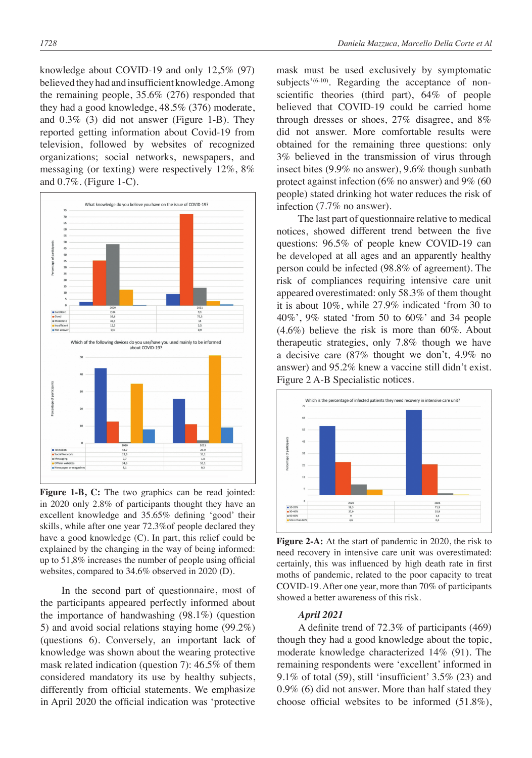knowledge about COVID-19 and only 12,5% (97) believed they had and insufficient knowledge. Among the remaining people, 35.6% (276) responded that they had a good knowledge, 48.5% (376) moderate, and 0.3% (3) did not answer (Figure 1-B). They reported getting information about Covid-19 from television, followed by websites of recognized organizations; social networks, newspapers, and messaging (or texting) were respectively 12%, 8% and 0.7%. (Figure 1-C).

What knowledge do you believe you have on the issue of COVID-19?

| | 2020 | 2021 |
|---|---|---|
| Excellent | 2,84 | 9,1 |
| Good | 35,6 | 72,3 |
| Moderate | 48,5 | 14 |
| Insufficient | 12,5 | 3,5 |
| Not answer | 0,3 | 0,9 |

Which of the following devices do you use/have you used mainly to be informed about COVID-19?

| | 2020 | 2021 |
|---|---|---|
| Television | 43,7 | 25,9 |
| Social Network | 12,6 | 11,1 |
| Messaging | 0,7 | 1,8 |
| Official websites | 34,6 | 51,1 |
| Newspaper or magazines | 8,1 | 9,2 |

**Figure 1-B, C:** The two graphics can be read jointed: in 2020 only 2.8% of participants thought they have an excellent knowledge and 35.65% defining 'good' their skills, while after one year 72.3%of people declared they have a good knowledge (C). In part, this relief could be explained by the changing in the way of being informed: up to 51,8% increases the number of people using official websites, compared to 34.6% observed in 2020 (D).

In the second part of questionnaire, most of the participants appeared perfectly informed about the importance of handwashing (98.1%) (question 5) and avoid social relations staying home (99.2%) (questions 6). Conversely, an important lack of knowledge was shown about the wearing protective mask related indication (question 7): 46.5% of them considered mandatory its use by healthy subjects, differently from official statements. We emphasize in April 2020 the official indication was 'protective mask must be used exclusively by symptomatic subjects'[6-10]. Regarding the acceptance of non-scientific theories (third part), 64% of people believed that COVID-19 could be carried home through dresses or shoes, 27% disagree, and 8% did not answer. More comfortable results were obtained for the remaining three questions: only 3% believed in the transmission of virus through insect bites (9.9% no answer), 9.6% though sunbath protect against infection (6% no answer) and 9% (60 people) stated drinking hot water reduces the risk of infection (7.7% no answer).

The last part of questionnaire relative to medical notices, showed different trend between the five questions: 96.5% of people knew COVID-19 can be developed at all ages and an apparently healthy person could be infected (98.8% of agreement). The risk of compliances requiring intensive care unit appeared overestimated: only 58.3% of them thought it is about 10%, while 27.9% indicated 'from 30 to 40%', 9% stated 'from 50 to 60%' and 34 people (4.6%) believe the risk is more than 60%. About therapeutic strategies, only 7.8% though we have a decisive care (87% thought we don't, 4.9% no answer) and 95.2% knew a vaccine still didn't exist. Figure 2 A-B Specialistic notices.

Which is the percentage of infected patients they need recovery in intensive care unit?

| | 2020 | 2021 |
|---|---|---|
| 10-20% | 58,3 | 71,9 |
| 30-40% | 27,9 | 25,9 |
| 50-60% | 9 | 1,8 |
| More than 60% | 4,6 | 0,4 |

**Figure 2-A:** At the start of pandemic in 2020, the risk to need recovery in intensive care unit was overestimated: certainly, this was influenced by high death rate in first moths of pandemic, related to the poor capacity to treat COVID-19. After one year, more than 70% of participants showed a better awareness of this risk.

### *April 2021*

A definite trend of 72.3% of participants (469) though they had a good knowledge about the topic, moderate knowledge characterized 14% (91). The remaining respondents were 'excellent' informed in 9.1% of total (59), still 'insufficient' 3.5% (23) and 0.9% (6) did not answer. More than half stated they choose official websites to be informed (51.8%),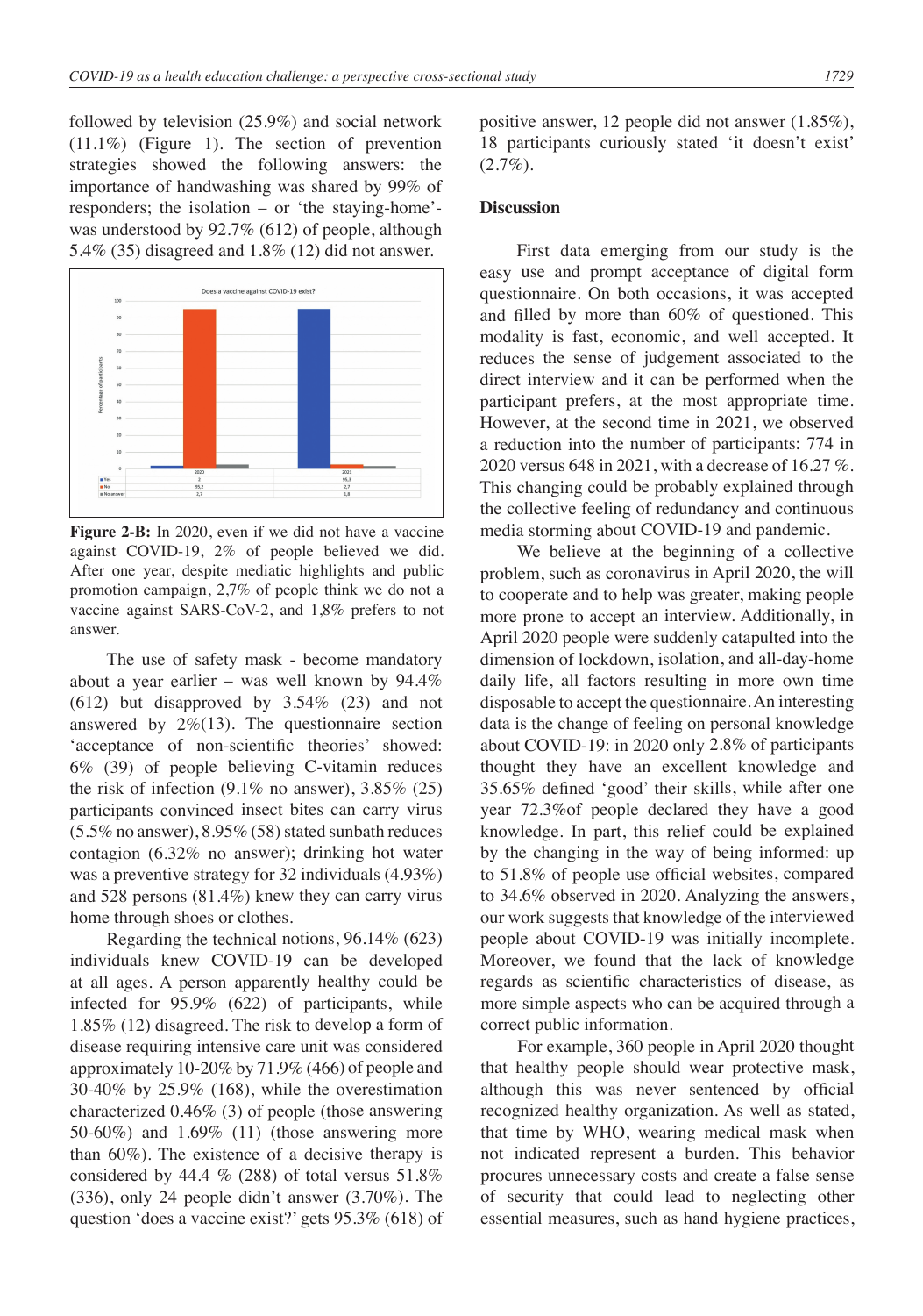followed by television (25.9%) and social network (11.1%) (Figure 1). The section of prevention strategies showed the following answers: the importance of handwashing was shared by 99% of responders; the isolation – or 'the staying-home'- was understood by 92.7% (612) of people, although 5.4% (35) disagreed and 1.8% (12) did not answer.

**Figure 2-B:** In 2020, even if we did not have a vaccine against COVID-19, 2% of people believed we did. After one year, despite mediatic highlights and public promotion campaign, 2,7% of people think we do not a vaccine against SARS-CoV-2, and 1,8% prefers to not answer.

The use of safety mask - become mandatory about a year earlier – was well known by 94.4% (612) but disapproved by 3.54% (23) and not answered by 2%(13). The questionnaire section 'acceptance of non-scientific theories' showed: 6% (39) of people believing C-vitamin reduces the risk of infection (9.1% no answer), 3.85% (25) participants convinced insect bites can carry virus (5.5% no answer), 8.95% (58) stated sunbath reduces contagion (6.32% no answer); drinking hot water was a preventive strategy for 32 individuals (4.93%) and 528 persons (81.4%) knew they can carry virus home through shoes or clothes.

Regarding the technical notions, 96.14% (623) individuals knew COVID-19 can be developed at all ages. A person apparently healthy could be infected for 95.9% (622) of participants, while 1.85% (12) disagreed. The risk to develop a form of disease requiring intensive care unit was considered approximately 10-20% by 71.9% (466) of people and 30-40% by 25.9% (168), while the overestimation characterized 0.46% (3) of people (those answering 50-60%) and 1.69% (11) (those answering more than 60%). The existence of a decisive therapy is considered by 44.4 % (288) of total versus 51.8% (336), only 24 people didn't answer (3.70%). The question 'does a vaccine exist?' gets 95.3% (618) of positive answer, 12 people did not answer (1.85%), 18 participants curiously stated 'it doesn't exist' (2.7%).

## Discussion

First data emerging from our study is the easy use and prompt acceptance of digital form questionnaire. On both occasions, it was accepted and filled by more than 60% of questioned. This modality is fast, economic, and well accepted. It reduces the sense of judgement associated to the direct interview and it can be performed when the participant prefers, at the most appropriate time. However, at the second time in 2021, we observed a reduction into the number of participants: 774 in 2020 versus 648 in 2021, with a decrease of 16.27 %. This changing could be probably explained through the collective feeling of redundancy and continuous media storming about COVID-19 and pandemic.

We believe at the beginning of a collective problem, such as coronavirus in April 2020, the will to cooperate and to help was greater, making people more prone to accept an interview. Additionally, in April 2020 people were suddenly catapulted into the dimension of lockdown, isolation, and all-day-home daily life, all factors resulting in more own time disposable to accept the questionnaire. An interesting data is the change of feeling on personal knowledge about COVID-19: in 2020 only 2.8% of participants thought they have an excellent knowledge and 35.65% defined 'good' their skills, while after one year 72.3%of people declared they have a good knowledge. In part, this relief could be explained by the changing in the way of being informed: up to 51.8% of people use official websites, compared to 34.6% observed in 2020. Analyzing the answers, our work suggests that knowledge of the interviewed people about COVID-19 was initially incomplete. Moreover, we found that the lack of knowledge regards as scientific characteristics of disease, as more simple aspects who can be acquired through a correct public information.

For example, 360 people in April 2020 thought that healthy people should wear protective mask, although this was never sentenced by official recognized healthy organization. As well as stated, that time by WHO, wearing medical mask when not indicated represent a burden. This behavior procures unnecessary costs and create a false sense of security that could lead to neglecting other essential measures, such as hand hygiene practices,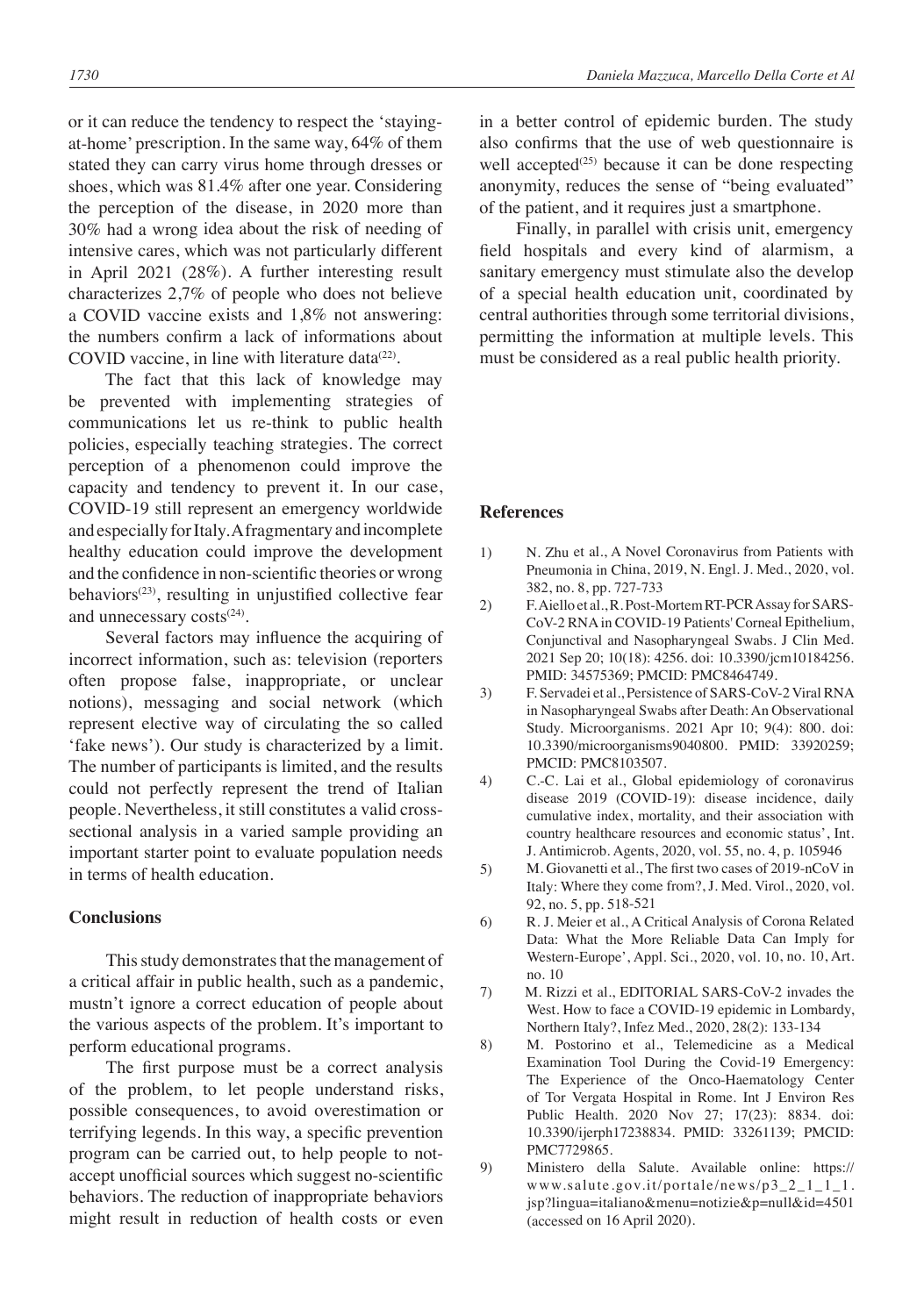or it can reduce the tendency to respect the 'staying-at-home' prescription. In the same way, 64% of them stated they can carry virus home through dresses or shoes, which was 81.4% after one year. Considering the perception of the disease, in 2020 more than 30% had a wrong idea about the risk of needing of intensive cares, which was not particularly different in April 2021 (28%). A further interesting result characterizes 2,7% of people who does not believe a COVID vaccine exists and 1,8% not answering: the numbers confirm a lack of informations about COVID vaccine, in line with literature data[22].

The fact that this lack of knowledge may be prevented with implementing strategies of communications let us re-think to public health policies, especially teaching strategies. The correct perception of a phenomenon could improve the capacity and tendency to prevent it. In our case, COVID-19 still represent an emergency worldwide and especially for Italy. A fragmentary and incomplete healthy education could improve the development and the confidence in non-scientific theories or wrong behaviors[23], resulting in unjustified collective fear and unnecessary costs[24].

Several factors may influence the acquiring of incorrect information, such as: television (reporters often propose false, inappropriate, or unclear notions), messaging and social network (which represent elective way of circulating the so called 'fake news'). Our study is characterized by a limit. The number of participants is limited, and the results could not perfectly represent the trend of Italian people. Nevertheless, it still constitutes a valid cross-sectional analysis in a varied sample providing an important starter point to evaluate population needs in terms of health education.

## Conclusions

This study demonstrates that the management of a critical affair in public health, such as a pandemic, mustn't ignore a correct education of people about the various aspects of the problem. It's important to perform educational programs.

The first purpose must be a correct analysis of the problem, to let people understand risks, possible consequences, to avoid overestimation or terrifying legends. In this way, a specific prevention program can be carried out, to help people to not-accept unofficial sources which suggest no-scientific behaviors. The reduction of inappropriate behaviors might result in reduction of health costs or even in a better control of epidemic burden. The study also confirms that the use of web questionnaire is well accepted[25] because it can be done respecting anonymity, reduces the sense of "being evaluated" of the patient, and it requires just a smartphone.

Finally, in parallel with crisis unit, emergency field hospitals and every kind of alarmism, a sanitary emergency must stimulate also the develop of a special health education unit, coordinated by central authorities through some territorial divisions, permitting the information at multiple levels. This must be considered as a real public health priority.

## References

1) N. Zhu et al., A Novel Coronavirus from Patients with Pneumonia in China, 2019, N. Engl. J. Med., 2020, vol. 382, no. 8, pp. 727-733
2) F. Aiello et al., R. Post-Mortem RT-PCR Assay for SARS-CoV-2 RNA in COVID-19 Patients' Corneal Epithelium, Conjunctival and Nasopharyngeal Swabs. J Clin Med. 2021 Sep 20; 10(18): 4256. doi: 10.3390/jcm10184256. PMID: 34575369; PMCID: PMC8464749.
3) F. Servadei et al., Persistence of SARS-CoV-2 Viral RNA in Nasopharyngeal Swabs after Death: An Observational Study. Microorganisms. 2021 Apr 10; 9(4): 800. doi: 10.3390/microorganisms9040800. PMID: 33920259; PMCID: PMC8103507.
4) C.-C. Lai et al., Global epidemiology of coronavirus disease 2019 (COVID-19): disease incidence, daily cumulative index, mortality, and their association with country healthcare resources and economic status', Int. J. Antimicrob. Agents, 2020, vol. 55, no. 4, p. 105946
5) M. Giovanetti et al., The first two cases of 2019-nCoV in Italy: Where they come from?, J. Med. Virol., 2020, vol. 92, no. 5, pp. 518-521
6) R. J. Meier et al., A Critical Analysis of Corona Related Data: What the More Reliable Data Can Imply for Western-Europe', Appl. Sci., 2020, vol. 10, no. 10, Art. no. 10
7) M. Rizzi et al., EDITORIAL SARS-CoV-2 invades the West. How to face a COVID-19 epidemic in Lombardy, Northern Italy?, Infez Med., 2020, 28(2): 133-134
8) M. Postorino et al., Telemedicine as a Medical Examination Tool During the Covid-19 Emergency: The Experience of the Onco-Haematology Center of Tor Vergata Hospital in Rome. Int J Environ Res Public Health. 2020 Nov 27; 17(23): 8834. doi: 10.3390/ijerph17238834. PMID: 33261139; PMCID: PMC7729865.
9) Ministero della Salute. Available online: https://www.salute.gov.it/portale/news/p3_2_1_1_1.jsp?lingua=italiano&menu=notizie&p=null&id=4501 (accessed on 16 April 2020).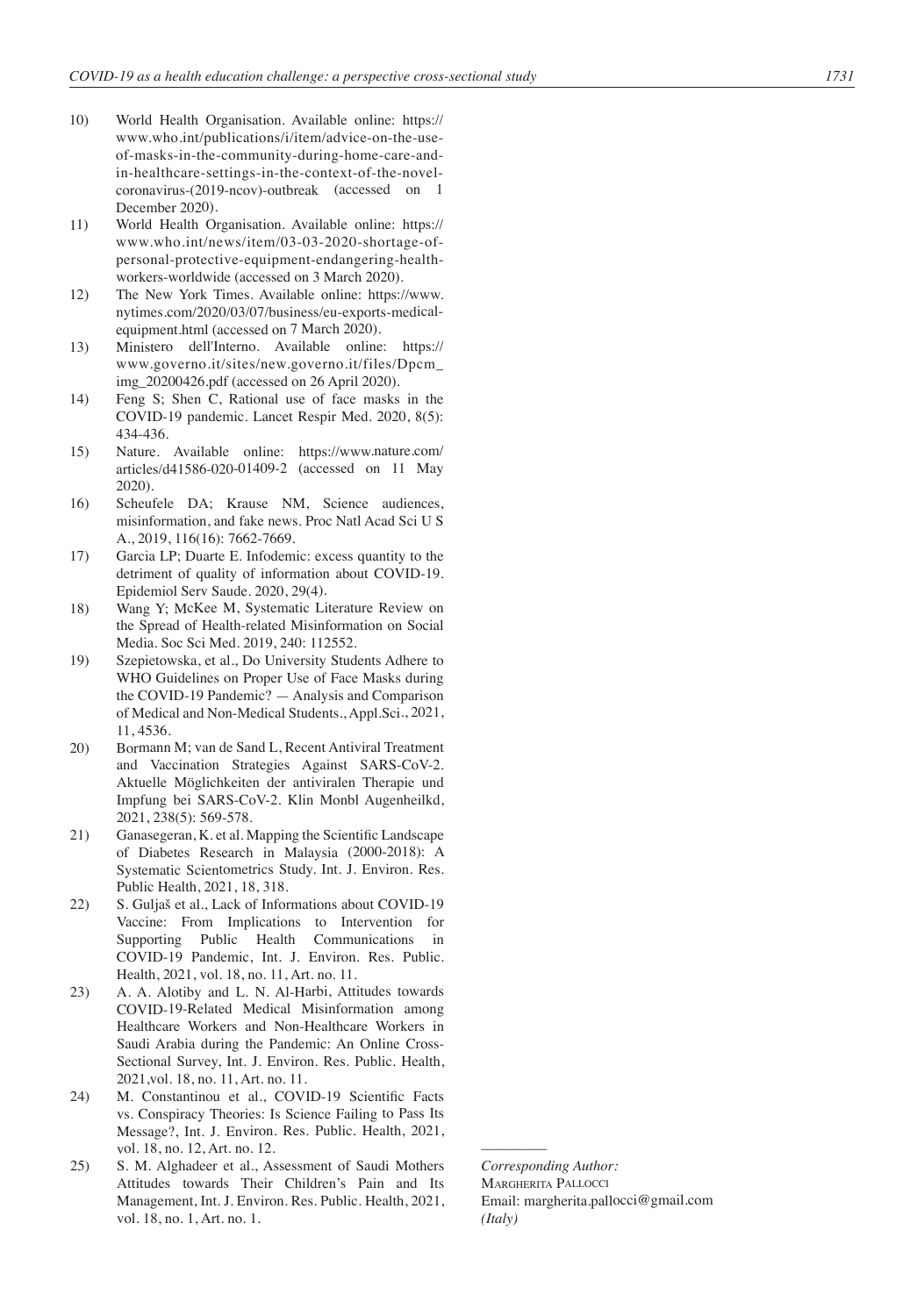10) World Health Organisation. Available online: https://www.who.int/publications/i/item/advice-on-the-use-of-masks-in-the-community-during-home-care-and-in-healthcare-settings-in-the-context-of-the-novel-coronavirus-(2019-ncov)-outbreak (accessed on 1 December 2020).
11) World Health Organisation. Available online: https://www.who.int/news/item/03-03-2020-shortage-of-personal-protective-equipment-endangering-health-workers-worldwide (accessed on 3 March 2020).
12) The New York Times. Available online: https://www.nytimes.com/2020/03/07/business/eu-exports-medical-equipment.html (accessed on 7 March 2020).
13) Ministero dell'Interno. Available online: https://www.governo.it/sites/new.governo.it/files/Dpcm_img_20200426.pdf (accessed on 26 April 2020).
14) Feng S; Shen C, Rational use of face masks in the COVID-19 pandemic. Lancet Respir Med. 2020, 8(5): 434-436.
15) Nature. Available online: https://www.nature.com/articles/d41586-020-01409-2 (accessed on 11 May 2020).
16) Scheufele DA; Krause NM, Science audiences, misinformation, and fake news. Proc Natl Acad Sci U S A., 2019, 116(16): 7662-7669.
17) Garcia LP; Duarte E. Infodemic: excess quantity to the detriment of quality of information about COVID-19. Epidemiol Serv Saude. 2020, 29(4).
18) Wang Y; McKee M, Systematic Literature Review on the Spread of Health-related Misinformation on Social Media. Soc Sci Med. 2019, 240: 112552.
19) Szepietowska, et al., Do University Students Adhere to WHO Guidelines on Proper Use of Face Masks during the COVID-19 Pandemic? — Analysis and Comparison of Medical and Non-Medical Students., Appl.Sci., 2021, 11, 4536.
20) Bormann M; van de Sand L, Recent Antiviral Treatment and Vaccination Strategies Against SARS-CoV-2. Aktuelle Möglichkeiten der antiviralen Therapie und Impfung bei SARS-CoV-2. Klin Monbl Augenheilkd, 2021, 238(5): 569-578.
21) Ganasegeran, K. et al. Mapping the Scientific Landscape of Diabetes Research in Malaysia (2000-2018): A Systematic Scientometrics Study. Int. J. Environ. Res. Public Health, 2021, 18, 318.
22) S. Guljaš et al., Lack of Informations about COVID-19 Vaccine: From Implications to Intervention for Supporting Public Health Communications in COVID-19 Pandemic, Int. J. Environ. Res. Public. Health, 2021, vol. 18, no. 11, Art. no. 11.
23) A. A. Alotiby and L. N. Al-Harbi, Attitudes towards COVID-19-Related Medical Misinformation among Healthcare Workers and Non-Healthcare Workers in Saudi Arabia during the Pandemic: An Online Cross-Sectional Survey, Int. J. Environ. Res. Public. Health, 2021,vol. 18, no. 11, Art. no. 11.
24) M. Constantinou et al., COVID-19 Scientific Facts vs. Conspiracy Theories: Is Science Failing to Pass Its Message?, Int. J. Environ. Res. Public. Health, 2021, vol. 18, no. 12, Art. no. 12.
25) S. M. Alghadeer et al., Assessment of Saudi Mothers Attitudes towards Their Children's Pain and Its Management, Int. J. Environ. Res. Public. Health, 2021, vol. 18, no. 1, Art. no. 1.

---

*Corresponding Author:*
Margherita Pallocci
Email: margherita.pallocci@gmail.com
*(Italy)*